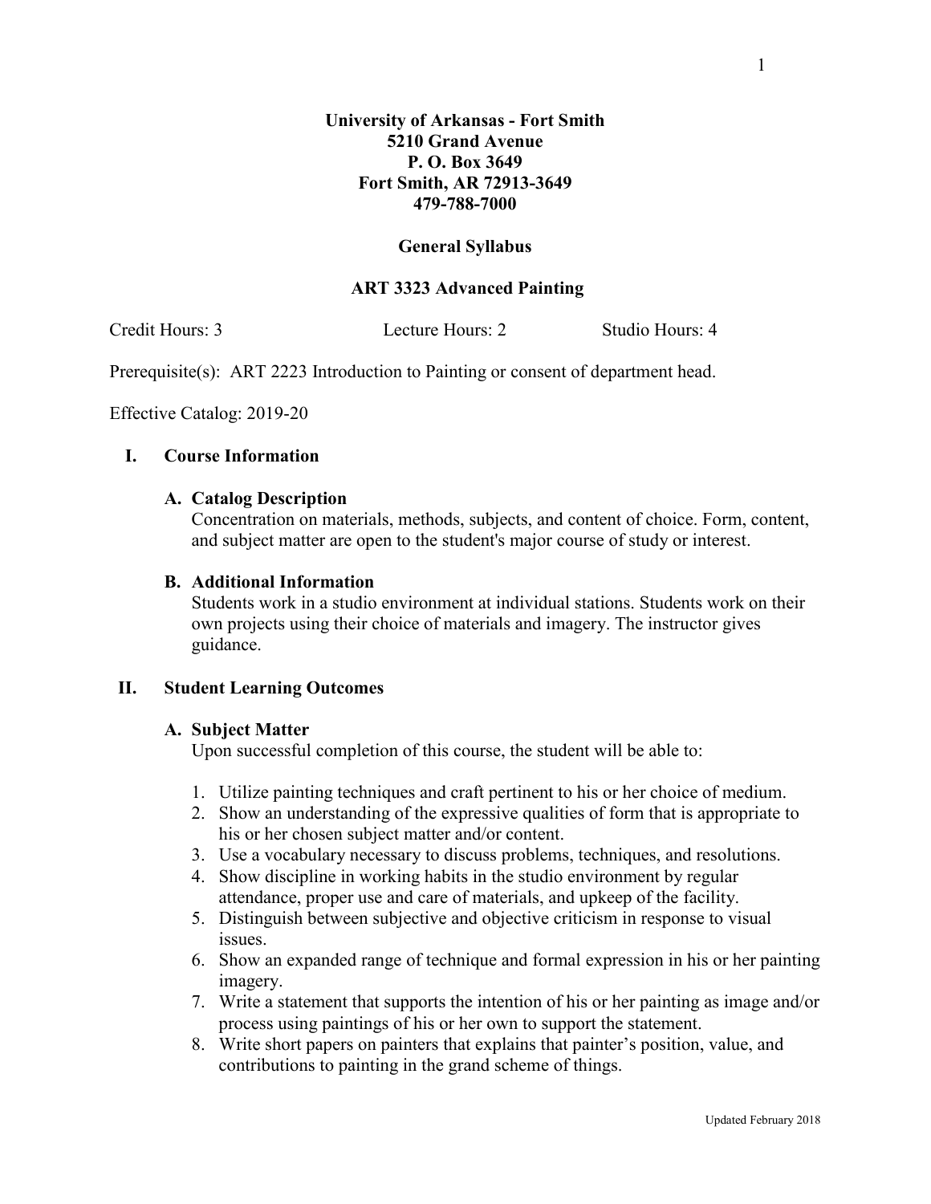**University of Arkansas - Fort Smith**
**5210 Grand Avenue**
**P. O. Box 3649**
**Fort Smith, AR 72913-3649**
**479-788-7000**

**General Syllabus**

# ART 3323 Advanced Painting

Credit Hours: 3 Lecture Hours: 2 Studio Hours: 4

Prerequisite(s): ART 2223 Introduction to Painting or consent of department head.

Effective Catalog: 2019-20

## I. Course Information

### A. Catalog Description

Concentration on materials, methods, subjects, and content of choice. Form, content, and subject matter are open to the student's major course of study or interest.

### B. Additional Information

Students work in a studio environment at individual stations. Students work on their own projects using their choice of materials and imagery. The instructor gives guidance.

## II. Student Learning Outcomes

### A. Subject Matter

Upon successful completion of this course, the student will be able to:

1. Utilize painting techniques and craft pertinent to his or her choice of medium.
2. Show an understanding of the expressive qualities of form that is appropriate to his or her chosen subject matter and/or content.
3. Use a vocabulary necessary to discuss problems, techniques, and resolutions.
4. Show discipline in working habits in the studio environment by regular attendance, proper use and care of materials, and upkeep of the facility.
5. Distinguish between subjective and objective criticism in response to visual issues.
6. Show an expanded range of technique and formal expression in his or her painting imagery.
7. Write a statement that supports the intention of his or her painting as image and/or process using paintings of his or her own to support the statement.
8. Write short papers on painters that explains that painter's position, value, and contributions to painting in the grand scheme of things.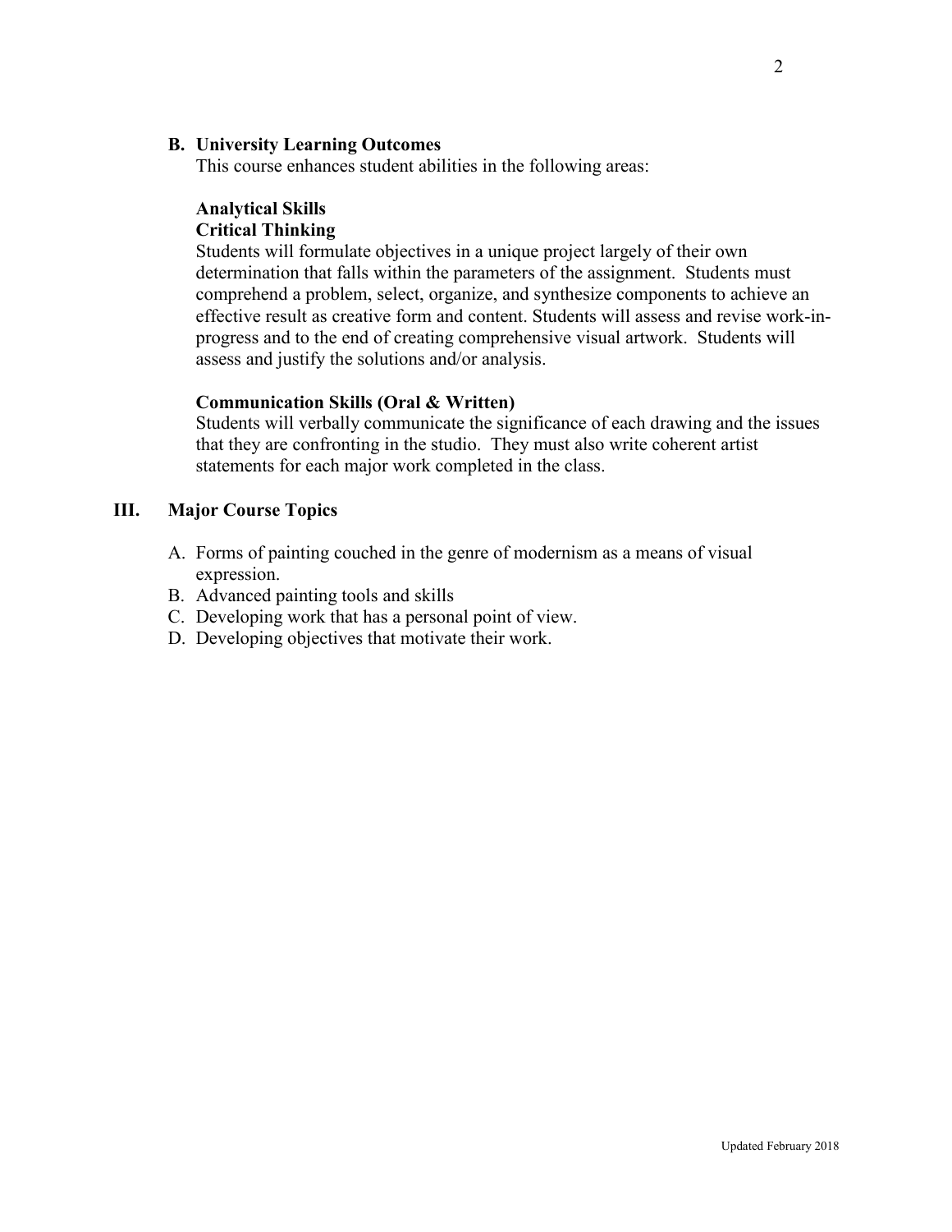### B. University Learning Outcomes

This course enhances student abilities in the following areas:

**Analytical Skills**
**Critical Thinking**

Students will formulate objectives in a unique project largely of their own determination that falls within the parameters of the assignment. Students must comprehend a problem, select, organize, and synthesize components to achieve an effective result as creative form and content. Students will assess and revise work-in-progress and to the end of creating comprehensive visual artwork. Students will assess and justify the solutions and/or analysis.

**Communication Skills (Oral & Written)**

Students will verbally communicate the significance of each drawing and the issues that they are confronting in the studio. They must also write coherent artist statements for each major work completed in the class.

## III. Major Course Topics

A. Forms of painting couched in the genre of modernism as a means of visual expression.
B. Advanced painting tools and skills
C. Developing work that has a personal point of view.
D. Developing objectives that motivate their work.